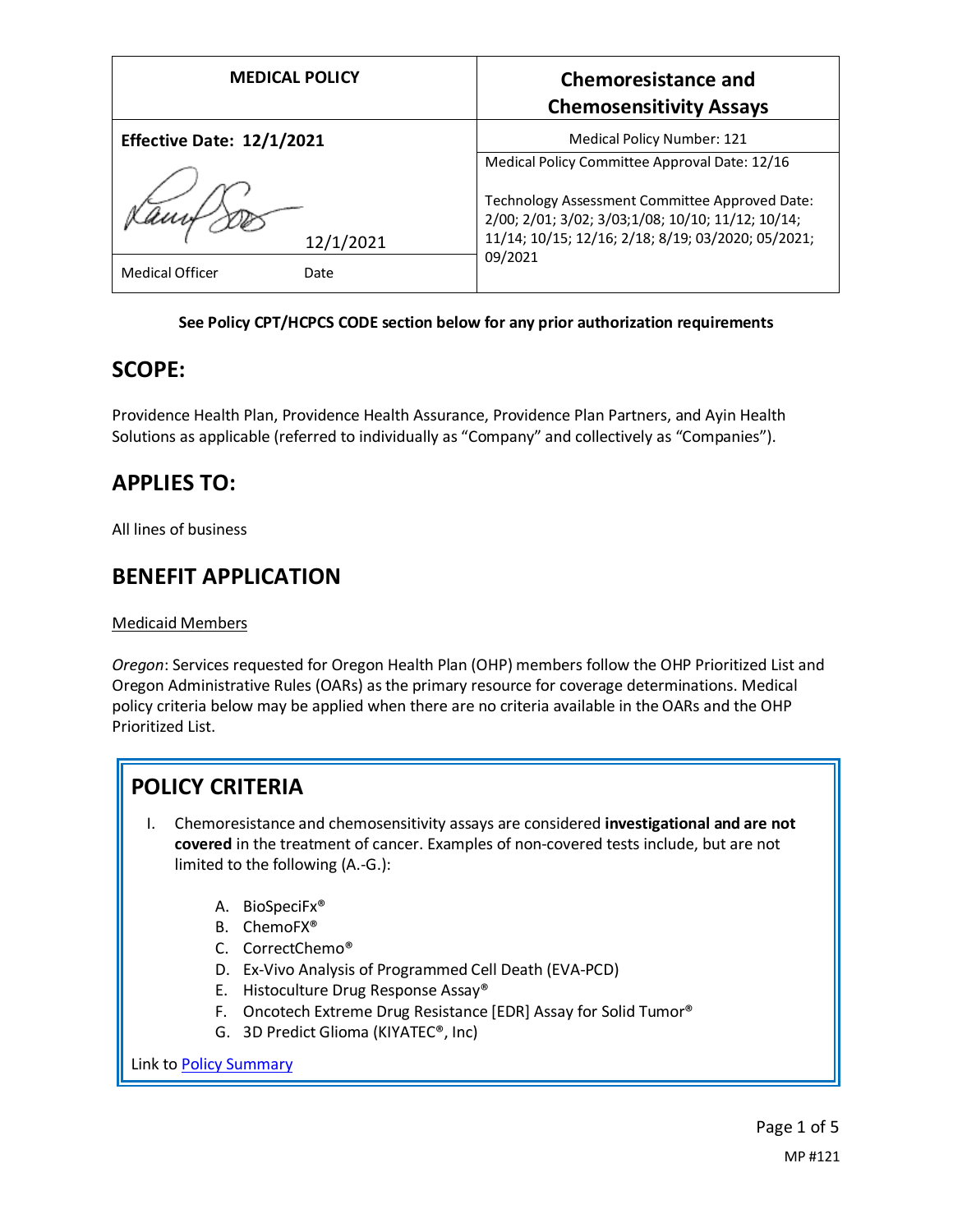| MEDICAL POLICY | Chemoresistance and Chemosensitivity Assays |
|---|---|
| **Effective Date: 12/1/2021** | Medical Policy Number: 121 |
| 12/1/2021 | Medical Policy Committee Approval Date: 12/16<br><br>Technology Assessment Committee Approved Date: 2/00; 2/01; 3/02; 3/03;1/08; 10/10; 11/12; 10/14; 11/14; 10/15; 12/16; 2/18; 8/19; 03/2020; 05/2021; 09/2021 |
| Medical Officer Date | |

**See Policy CPT/HCPCS CODE section below for any prior authorization requirements**

## SCOPE:

Providence Health Plan, Providence Health Assurance, Providence Plan Partners, and Ayin Health Solutions as applicable (referred to individually as "Company" and collectively as "Companies").

## APPLIES TO:

All lines of business

## BENEFIT APPLICATION

Medicaid Members

*Oregon*: Services requested for Oregon Health Plan (OHP) members follow the OHP Prioritized List and Oregon Administrative Rules (OARs) as the primary resource for coverage determinations. Medical policy criteria below may be applied when there are no criteria available in the OARs and the OHP Prioritized List.

## POLICY CRITERIA

I. Chemoresistance and chemosensitivity assays are considered **investigational and are not covered** in the treatment of cancer. Examples of non-covered tests include, but are not limited to the following (A.-G.):

   A. BioSpeciFx®
   B. ChemoFX®
   C. CorrectChemo®
   D. Ex-Vivo Analysis of Programmed Cell Death (EVA-PCD)
   E. Histoculture Drug Response Assay®
   F. Oncotech Extreme Drug Resistance [EDR] Assay for Solid Tumor®
   G. 3D Predict Glioma (KIYATEC®, Inc)

Link to Policy Summary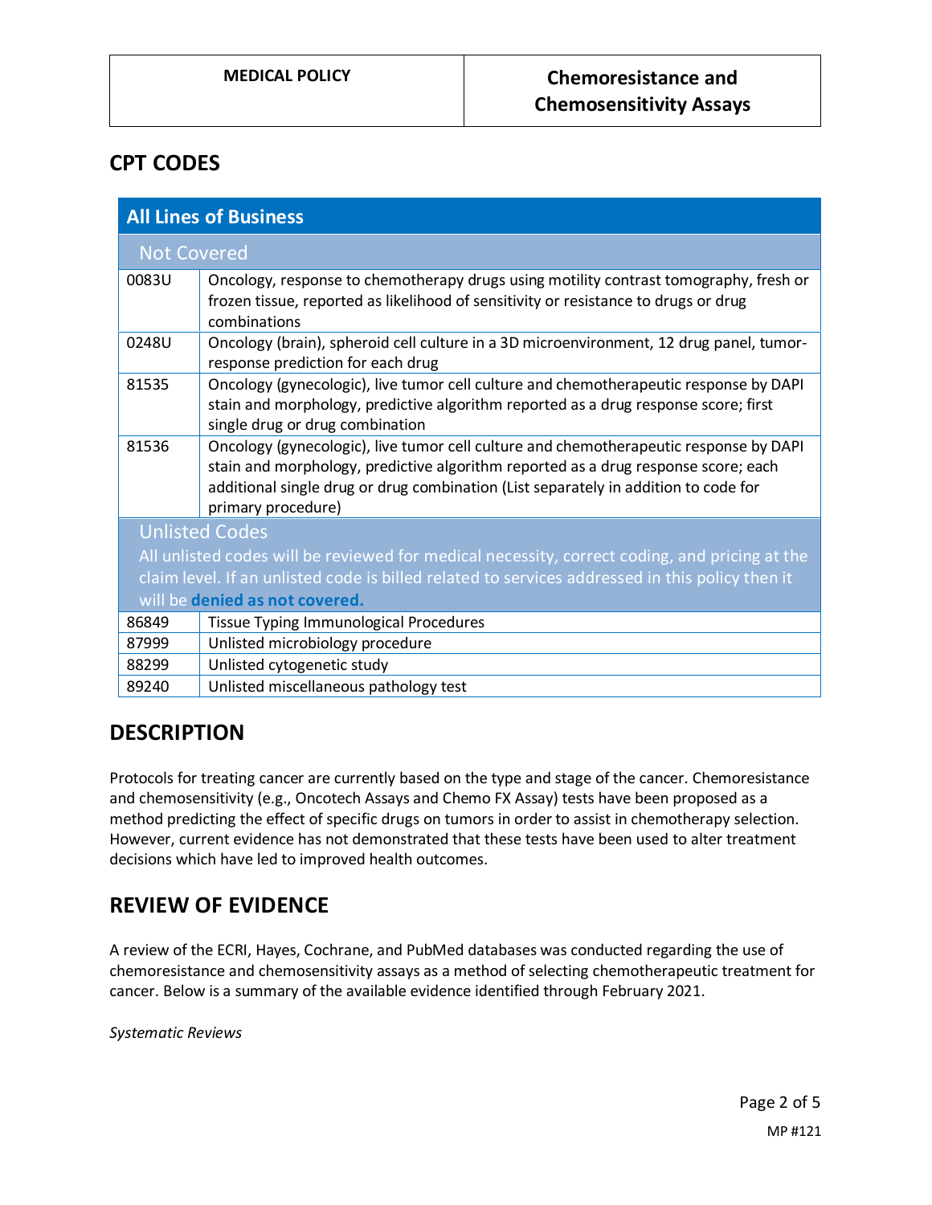## CPT CODES

| All Lines of Business | |
|---|---|
| **Not Covered** | |
| 0083U | Oncology, response to chemotherapy drugs using motility contrast tomography, fresh or frozen tissue, reported as likelihood of sensitivity or resistance to drugs or drug combinations |
| 0248U | Oncology (brain), spheroid cell culture in a 3D microenvironment, 12 drug panel, tumor-response prediction for each drug |
| 81535 | Oncology (gynecologic), live tumor cell culture and chemotherapeutic response by DAPI stain and morphology, predictive algorithm reported as a drug response score; first single drug or drug combination |
| 81536 | Oncology (gynecologic), live tumor cell culture and chemotherapeutic response by DAPI stain and morphology, predictive algorithm reported as a drug response score; each additional single drug or drug combination (List separately in addition to code for primary procedure) |
| **Unlisted Codes** All unlisted codes will be reviewed for medical necessity, correct coding, and pricing at the claim level. If an unlisted code is billed related to services addressed in this policy then it will be **denied as not covered.** | |
| 86849 | Tissue Typing Immunological Procedures |
| 87999 | Unlisted microbiology procedure |
| 88299 | Unlisted cytogenetic study |
| 89240 | Unlisted miscellaneous pathology test |

## DESCRIPTION

Protocols for treating cancer are currently based on the type and stage of the cancer. Chemoresistance and chemosensitivity (e.g., Oncotech Assays and Chemo FX Assay) tests have been proposed as a method predicting the effect of specific drugs on tumors in order to assist in chemotherapy selection. However, current evidence has not demonstrated that these tests have been used to alter treatment decisions which have led to improved health outcomes.

## REVIEW OF EVIDENCE

A review of the ECRI, Hayes, Cochrane, and PubMed databases was conducted regarding the use of chemoresistance and chemosensitivity assays as a method of selecting chemotherapeutic treatment for cancer. Below is a summary of the available evidence identified through February 2021.

*Systematic Reviews*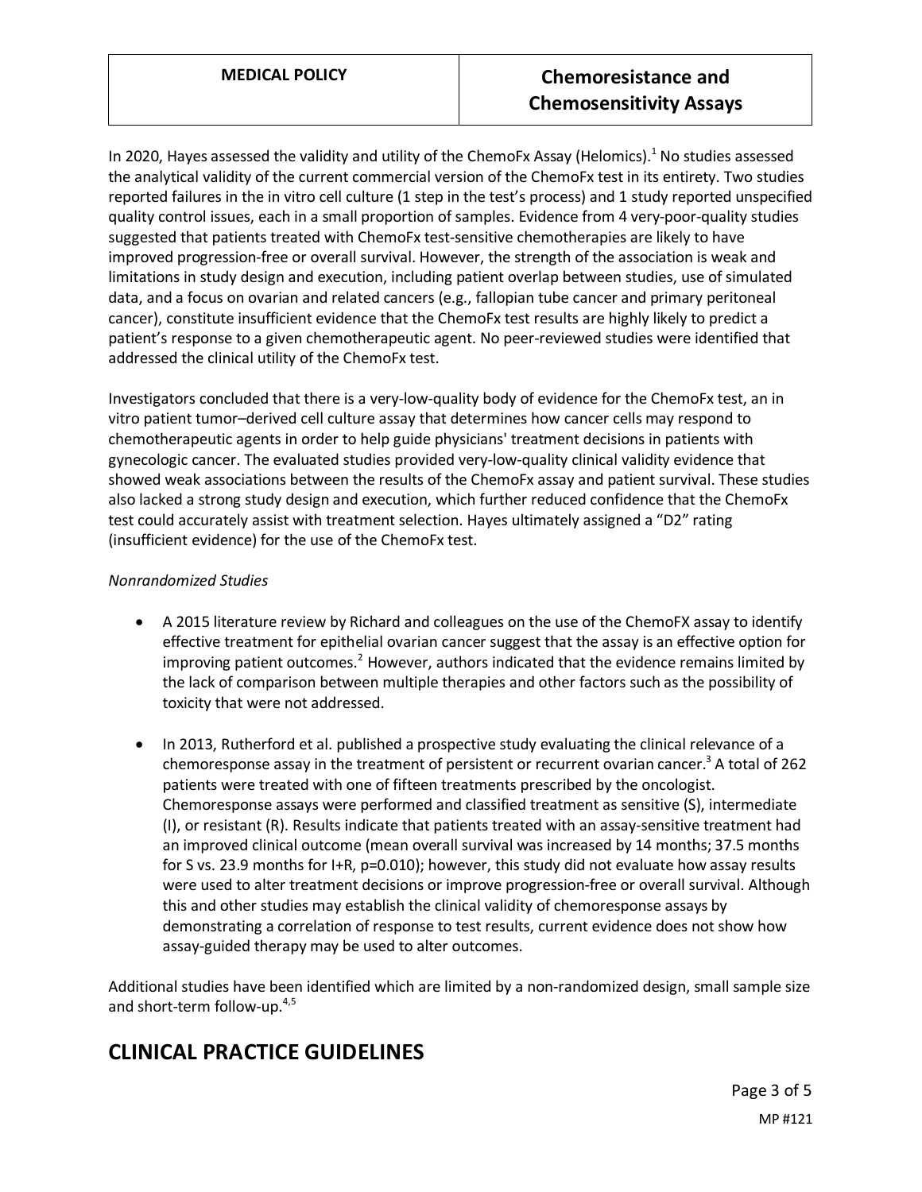In 2020, Hayes assessed the validity and utility of the ChemoFx Assay (Helomics).[1] No studies assessed the analytical validity of the current commercial version of the ChemoFx test in its entirety. Two studies reported failures in the in vitro cell culture (1 step in the test's process) and 1 study reported unspecified quality control issues, each in a small proportion of samples. Evidence from 4 very-poor-quality studies suggested that patients treated with ChemoFx test-sensitive chemotherapies are likely to have improved progression-free or overall survival. However, the strength of the association is weak and limitations in study design and execution, including patient overlap between studies, use of simulated data, and a focus on ovarian and related cancers (e.g., fallopian tube cancer and primary peritoneal cancer), constitute insufficient evidence that the ChemoFx test results are highly likely to predict a patient's response to a given chemotherapeutic agent. No peer-reviewed studies were identified that addressed the clinical utility of the ChemoFx test.

Investigators concluded that there is a very-low-quality body of evidence for the ChemoFx test, an in vitro patient tumor–derived cell culture assay that determines how cancer cells may respond to chemotherapeutic agents in order to help guide physicians' treatment decisions in patients with gynecologic cancer. The evaluated studies provided very-low-quality clinical validity evidence that showed weak associations between the results of the ChemoFx assay and patient survival. These studies also lacked a strong study design and execution, which further reduced confidence that the ChemoFx test could accurately assist with treatment selection. Hayes ultimately assigned a "D2" rating (insufficient evidence) for the use of the ChemoFx test.

*Nonrandomized Studies*

- A 2015 literature review by Richard and colleagues on the use of the ChemoFX assay to identify effective treatment for epithelial ovarian cancer suggest that the assay is an effective option for improving patient outcomes.[2] However, authors indicated that the evidence remains limited by the lack of comparison between multiple therapies and other factors such as the possibility of toxicity that were not addressed.
- In 2013, Rutherford et al. published a prospective study evaluating the clinical relevance of a chemoresponse assay in the treatment of persistent or recurrent ovarian cancer.[3] A total of 262 patients were treated with one of fifteen treatments prescribed by the oncologist. Chemoresponse assays were performed and classified treatment as sensitive (S), intermediate (I), or resistant (R). Results indicate that patients treated with an assay-sensitive treatment had an improved clinical outcome (mean overall survival was increased by 14 months; 37.5 months for S vs. 23.9 months for I+R, $p=0.010$); however, this study did not evaluate how assay results were used to alter treatment decisions or improve progression-free or overall survival. Although this and other studies may establish the clinical validity of chemoresponse assays by demonstrating a correlation of response to test results, current evidence does not show how assay-guided therapy may be used to alter outcomes.

Additional studies have been identified which are limited by a non-randomized design, small sample size and short-term follow-up.[4,5]

# CLINICAL PRACTICE GUIDELINES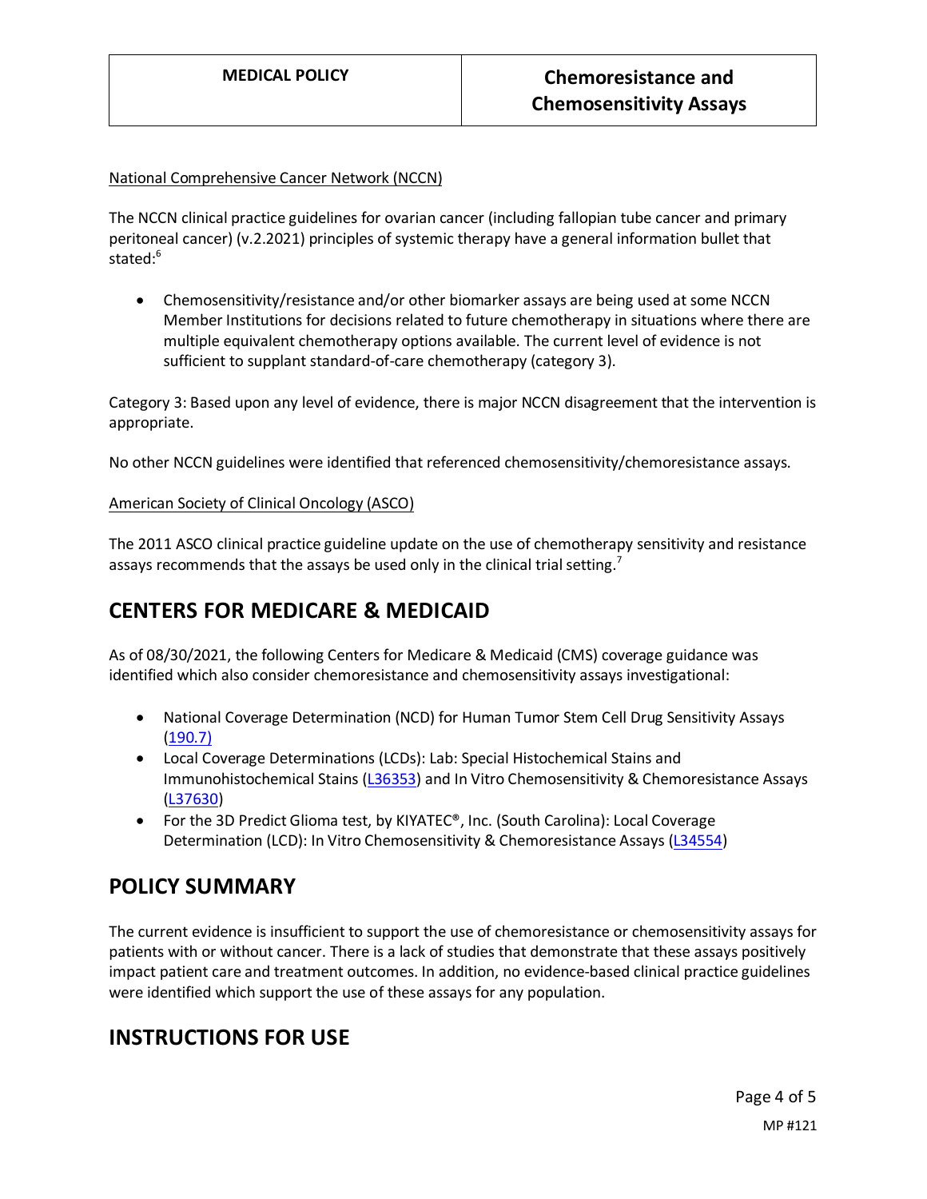National Comprehensive Cancer Network (NCCN)

The NCCN clinical practice guidelines for ovarian cancer (including fallopian tube cancer and primary peritoneal cancer) (v.2.2021) principles of systemic therapy have a general information bullet that stated:[6]

- Chemosensitivity/resistance and/or other biomarker assays are being used at some NCCN Member Institutions for decisions related to future chemotherapy in situations where there are multiple equivalent chemotherapy options available. The current level of evidence is not sufficient to supplant standard-of-care chemotherapy (category 3).

Category 3: Based upon any level of evidence, there is major NCCN disagreement that the intervention is appropriate.

No other NCCN guidelines were identified that referenced chemosensitivity/chemoresistance assays.

American Society of Clinical Oncology (ASCO)

The 2011 ASCO clinical practice guideline update on the use of chemotherapy sensitivity and resistance assays recommends that the assays be used only in the clinical trial setting.[7]

## CENTERS FOR MEDICARE & MEDICAID

As of 08/30/2021, the following Centers for Medicare & Medicaid (CMS) coverage guidance was identified which also consider chemoresistance and chemosensitivity assays investigational:

- National Coverage Determination (NCD) for Human Tumor Stem Cell Drug Sensitivity Assays (190.7)
- Local Coverage Determinations (LCDs): Lab: Special Histochemical Stains and Immunohistochemical Stains (L36353) and In Vitro Chemosensitivity & Chemoresistance Assays (L37630)
- For the 3D Predict Glioma test, by KIYATEC®, Inc. (South Carolina): Local Coverage Determination (LCD): In Vitro Chemosensitivity & Chemoresistance Assays (L34554)

## POLICY SUMMARY

The current evidence is insufficient to support the use of chemoresistance or chemosensitivity assays for patients with or without cancer. There is a lack of studies that demonstrate that these assays positively impact patient care and treatment outcomes. In addition, no evidence-based clinical practice guidelines were identified which support the use of these assays for any population.

## INSTRUCTIONS FOR USE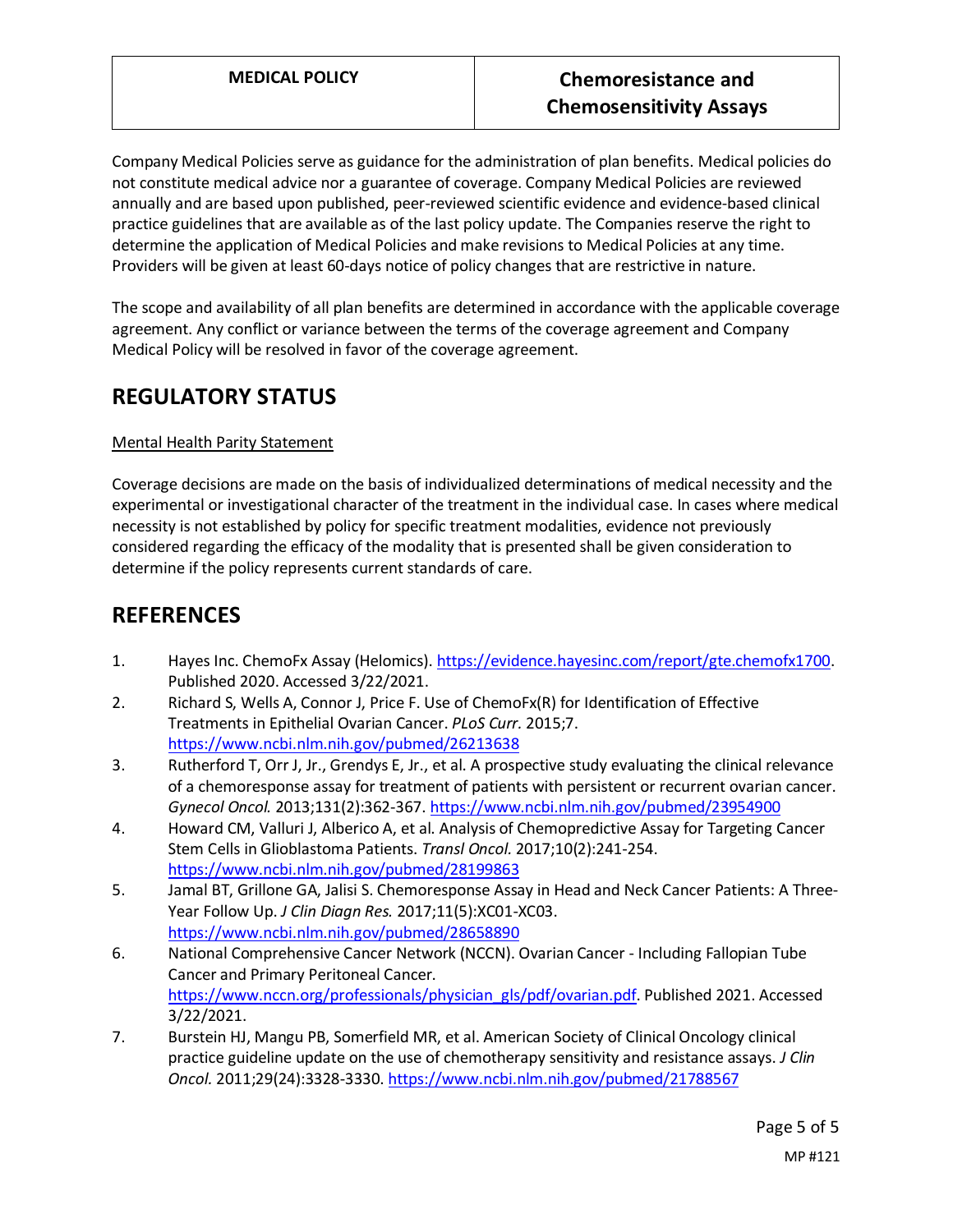Company Medical Policies serve as guidance for the administration of plan benefits. Medical policies do not constitute medical advice nor a guarantee of coverage. Company Medical Policies are reviewed annually and are based upon published, peer-reviewed scientific evidence and evidence-based clinical practice guidelines that are available as of the last policy update. The Companies reserve the right to determine the application of Medical Policies and make revisions to Medical Policies at any time. Providers will be given at least 60-days notice of policy changes that are restrictive in nature.

The scope and availability of all plan benefits are determined in accordance with the applicable coverage agreement. Any conflict or variance between the terms of the coverage agreement and Company Medical Policy will be resolved in favor of the coverage agreement.

## REGULATORY STATUS

Mental Health Parity Statement

Coverage decisions are made on the basis of individualized determinations of medical necessity and the experimental or investigational character of the treatment in the individual case. In cases where medical necessity is not established by policy for specific treatment modalities, evidence not previously considered regarding the efficacy of the modality that is presented shall be given consideration to determine if the policy represents current standards of care.

## REFERENCES

1. Hayes Inc. ChemoFx Assay (Helomics). https://evidence.hayesinc.com/report/gte.chemofx1700. Published 2020. Accessed 3/22/2021.
2. Richard S, Wells A, Connor J, Price F. Use of ChemoFx(R) for Identification of Effective Treatments in Epithelial Ovarian Cancer. *PLoS Curr.* 2015;7. https://www.ncbi.nlm.nih.gov/pubmed/26213638
3. Rutherford T, Orr J, Jr., Grendys E, Jr., et al. A prospective study evaluating the clinical relevance of a chemoresponse assay for treatment of patients with persistent or recurrent ovarian cancer. *Gynecol Oncol.* 2013;131(2):362-367. https://www.ncbi.nlm.nih.gov/pubmed/23954900
4. Howard CM, Valluri J, Alberico A, et al. Analysis of Chemopredictive Assay for Targeting Cancer Stem Cells in Glioblastoma Patients. *Transl Oncol.* 2017;10(2):241-254. https://www.ncbi.nlm.nih.gov/pubmed/28199863
5. Jamal BT, Grillone GA, Jalisi S. Chemoresponse Assay in Head and Neck Cancer Patients: A Three-Year Follow Up. *J Clin Diagn Res.* 2017;11(5):XC01-XC03. https://www.ncbi.nlm.nih.gov/pubmed/28658890
6. National Comprehensive Cancer Network (NCCN). Ovarian Cancer - Including Fallopian Tube Cancer and Primary Peritoneal Cancer. https://www.nccn.org/professionals/physician_gls/pdf/ovarian.pdf. Published 2021. Accessed 3/22/2021.
7. Burstein HJ, Mangu PB, Somerfield MR, et al. American Society of Clinical Oncology clinical practice guideline update on the use of chemotherapy sensitivity and resistance assays. *J Clin Oncol.* 2011;29(24):3328-3330. https://www.ncbi.nlm.nih.gov/pubmed/21788567